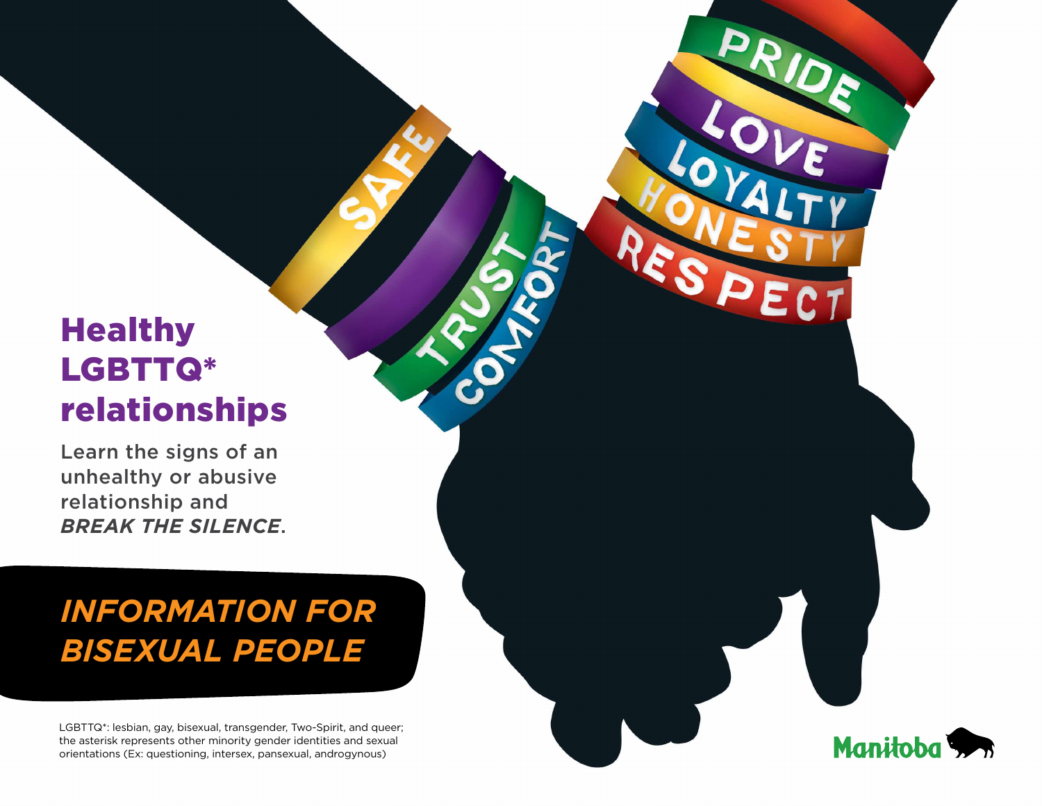# Healthy LGBTTQ* relationships

Learn the signs of an unhealthy or abusive relationship and ***BREAK THE SILENCE***.

## *INFORMATION FOR BISEXUAL PEOPLE*

LGBTTQ*: lesbian, gay, bisexual, transgender, Two-Spirit, and queer; the asterisk represents other minority gender identities and sexual orientations (Ex: questioning, intersex, pansexual, androgynous)

Manitoba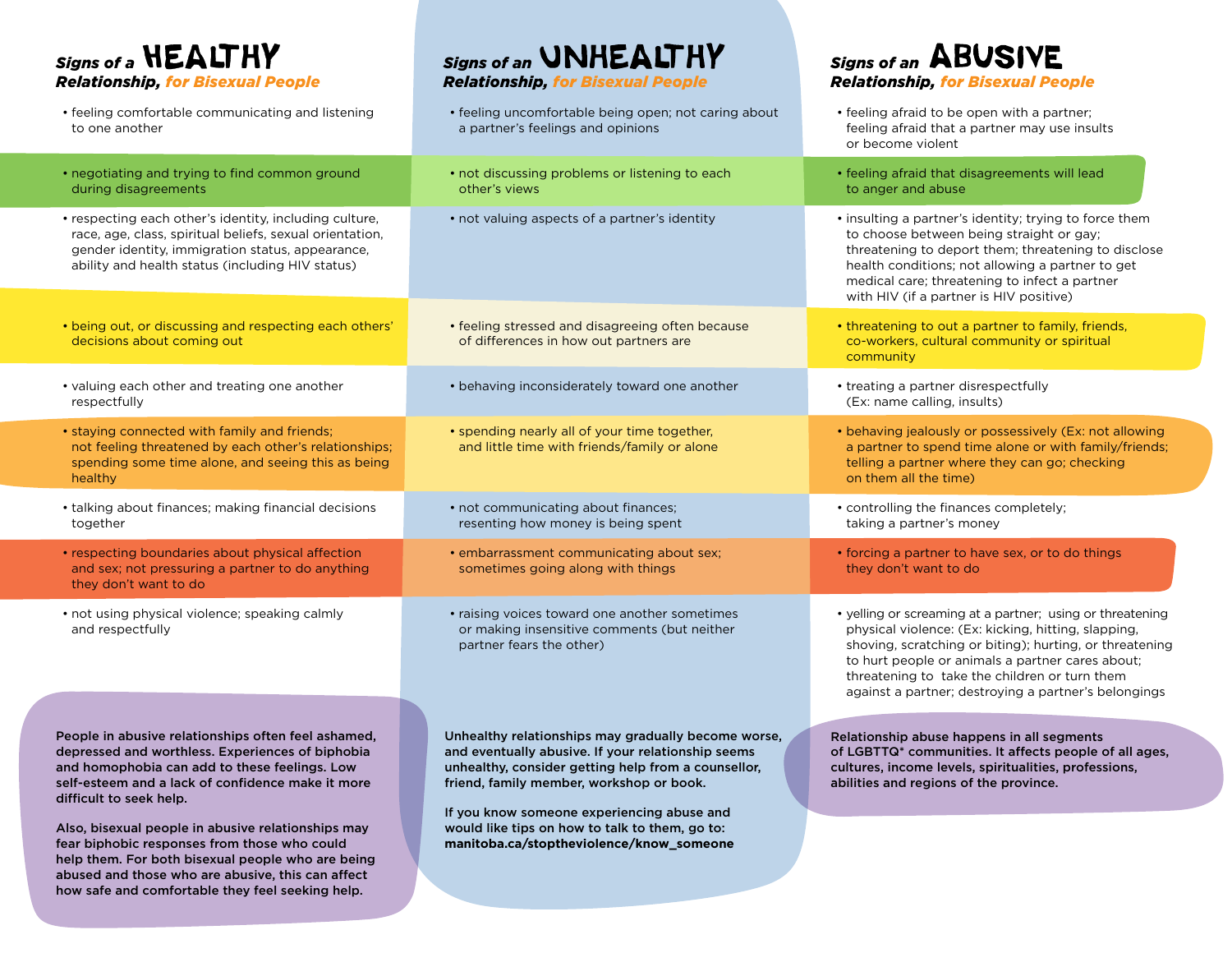| *Signs of a* **HEALTHY** ***Relationship, for Bisexual People*** | *Signs of an* **UNHEALTHY** ***Relationship, for Bisexual People*** | *Signs of an* **ABUSIVE** ***Relationship, for Bisexual People*** |
|---|---|---|
| • feeling comfortable communicating and listening to one another | • feeling uncomfortable being open; not caring about a partner's feelings and opinions | • feeling afraid to be open with a partner; feeling afraid that a partner may use insults or become violent |
| • negotiating and trying to find common ground during disagreements | • not discussing problems or listening to each other's views | • feeling afraid that disagreements will lead to anger and abuse |
| • respecting each other's identity, including culture, race, age, class, spiritual beliefs, sexual orientation, gender identity, immigration status, appearance, ability and health status (including HIV status) | • not valuing aspects of a partner's identity | • insulting a partner's identity; trying to force them to choose between being straight or gay; threatening to deport them; threatening to disclose health conditions; not allowing a partner to get medical care; threatening to infect a partner with HIV (if a partner is HIV positive) |
| • being out, or discussing and respecting each others' decisions about coming out | • feeling stressed and disagreeing often because of differences in how out partners are | • threatening to out a partner to family, friends, co-workers, cultural community or spiritual community |
| • valuing each other and treating one another respectfully | • behaving inconsiderately toward one another | • treating a partner disrespectfully (Ex: name calling, insults) |
| • staying connected with family and friends; not feeling threatened by each other's relationships; spending some time alone, and seeing this as being healthy | • spending nearly all of your time together, and little time with friends/family or alone | • behaving jealously or possessively (Ex: not allowing a partner to spend time alone or with family/friends; telling a partner where they can go; checking on them all the time) |
| • talking about finances; making financial decisions together | • not communicating about finances; resenting how money is being spent | • controlling the finances completely; taking a partner's money |
| • respecting boundaries about physical affection and sex; not pressuring a partner to do anything they don't want to do | • embarrassment communicating about sex; sometimes going along with things | • forcing a partner to have sex, or to do things they don't want to do |
| • not using physical violence; speaking calmly and respectfully | • raising voices toward one another sometimes or making insensitive comments (but neither partner fears the other) | • yelling or screaming at a partner; using or threatening physical violence: (Ex: kicking, hitting, slapping, shoving, scratching or biting); hurting, or threatening to hurt people or animals a partner cares about; threatening to take the children or turn them against a partner; destroying a partner's belongings |

**People in abusive relationships often feel ashamed, depressed and worthless. Experiences of biphobia and homophobia can add to these feelings. Low self-esteem and a lack of confidence make it more difficult to seek help.**

**Also, bisexual people in abusive relationships may fear biphobic responses from those who could help them. For both bisexual people who are being abused and those who are abusive, this can affect how safe and comfortable they feel seeking help.**

**Unhealthy relationships may gradually become worse, and eventually abusive. If your relationship seems unhealthy, consider getting help from a counsellor, friend, family member, workshop or book.**

**If you know someone experiencing abuse and would like tips on how to talk to them, go to: manitoba.ca/stoptheviolence/know_someone**

**Relationship abuse happens in all segments of LGBTTQ* communities. It affects people of all ages, cultures, income levels, spiritualities, professions, abilities and regions of the province.**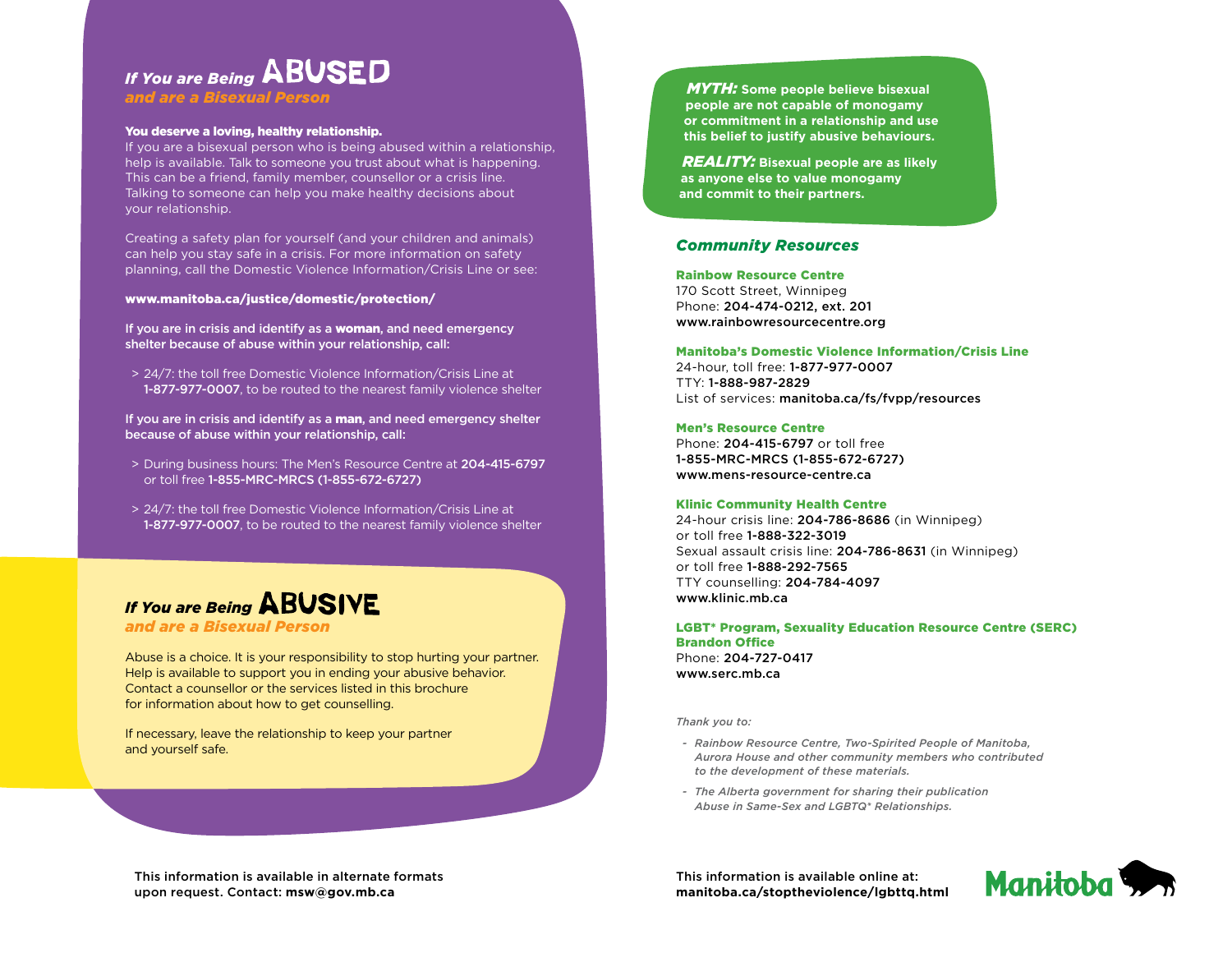## *If You are Being* ABUSED
### *and are a Bisexual Person*

**You deserve a loving, healthy relationship.**
If you are a bisexual person who is being abused within a relationship, help is available. Talk to someone you trust about what is happening. This can be a friend, family member, counsellor or a crisis line. Talking to someone can help you make healthy decisions about your relationship.

Creating a safety plan for yourself (and your children and animals) can help you stay safe in a crisis. For more information on safety planning, call the Domestic Violence Information/Crisis Line or see:

**www.manitoba.ca/justice/domestic/protection/**

**If you are in crisis and identify as a woman, and need emergency shelter because of abuse within your relationship, call:**

> 24/7: the toll free Domestic Violence Information/Crisis Line at **1-877-977-0007**, to be routed to the nearest family violence shelter

**If you are in crisis and identify as a man, and need emergency shelter because of abuse within your relationship, call:**

> During business hours: The Men's Resource Centre at **204-415-6797** or toll free **1-855-MRC-MRCS (1-855-672-6727)**

> 24/7: the toll free Domestic Violence Information/Crisis Line at **1-877-977-0007**, to be routed to the nearest family violence shelter

## *If You are Being* ABUSIVE
### *and are a Bisexual Person*

Abuse is a choice. It is your responsibility to stop hurting your partner. Help is available to support you in ending your abusive behavior. Contact a counsellor or the services listed in this brochure for information about how to get counselling.

If necessary, leave the relationship to keep your partner and yourself safe.

***MYTH:*** **Some people believe bisexual people are not capable of monogamy or commitment in a relationship and use this belief to justify abusive behaviours.**

***REALITY:*** **Bisexual people are as likely as anyone else to value monogamy and commit to their partners.**

## *Community Resources*

**Rainbow Resource Centre**
170 Scott Street, Winnipeg
Phone: **204-474-0212, ext. 201**
www.rainbowresourcecentre.org

**Manitoba's Domestic Violence Information/Crisis Line**
24-hour, toll free: **1-877-977-0007**
TTY: **1-888-987-2829**
List of services: **manitoba.ca/fs/fvpp/resources**

**Men's Resource Centre**
Phone: **204-415-6797** or toll free
**1-855-MRC-MRCS (1-855-672-6727)**
www.mens-resource-centre.ca

**Klinic Community Health Centre**
24-hour crisis line: **204-786-8686** (in Winnipeg)
or toll free **1-888-322-3019**
Sexual assault crisis line: **204-786-8631** (in Winnipeg)
or toll free **1-888-292-7565**
TTY counselling: **204-784-4097**
www.klinic.mb.ca

**LGBT* Program, Sexuality Education Resource Centre (SERC)**
**Brandon Office**
Phone: **204-727-0417**
www.serc.mb.ca

*Thank you to:*

- *Rainbow Resource Centre, Two-Spirited People of Manitoba, Aurora House and other community members who contributed to the development of these materials.*
- *The Alberta government for sharing their publication Abuse in Same-Sex and LGBTQ* Relationships.*

This information is available in alternate formats upon request. Contact: **msw@gov.mb.ca**

This information is available online at:
**manitoba.ca/stoptheviolence/lgbttq.html**

Manitoba